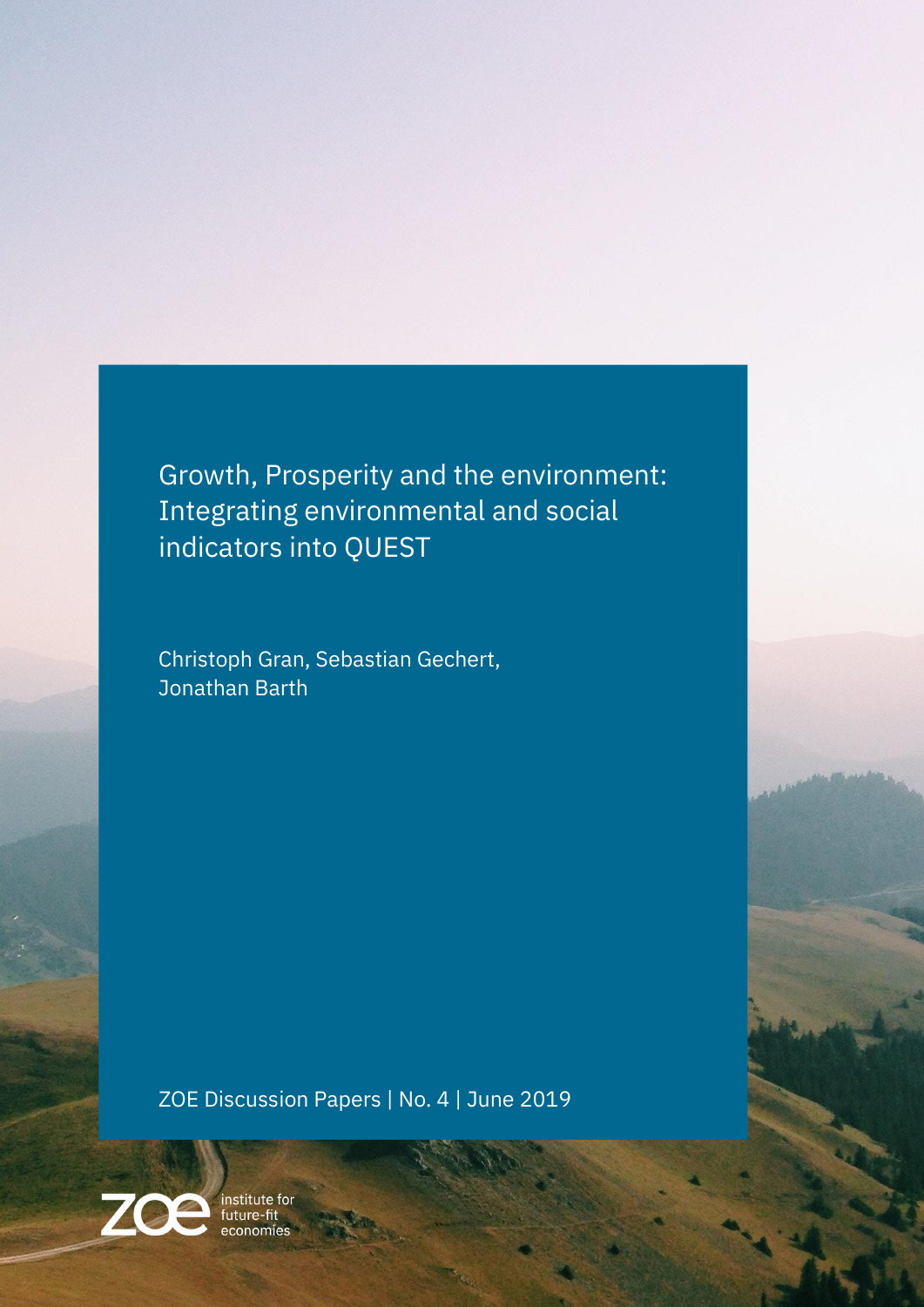# Growth, Prosperity and the environment: Integrating environmental and social indicators into QUEST

Christoph Gran, Sebastian Gechert, Jonathan Barth

ZOE Discussion Papers | No. 4 | June 2019

ZOE institute for future-fit economies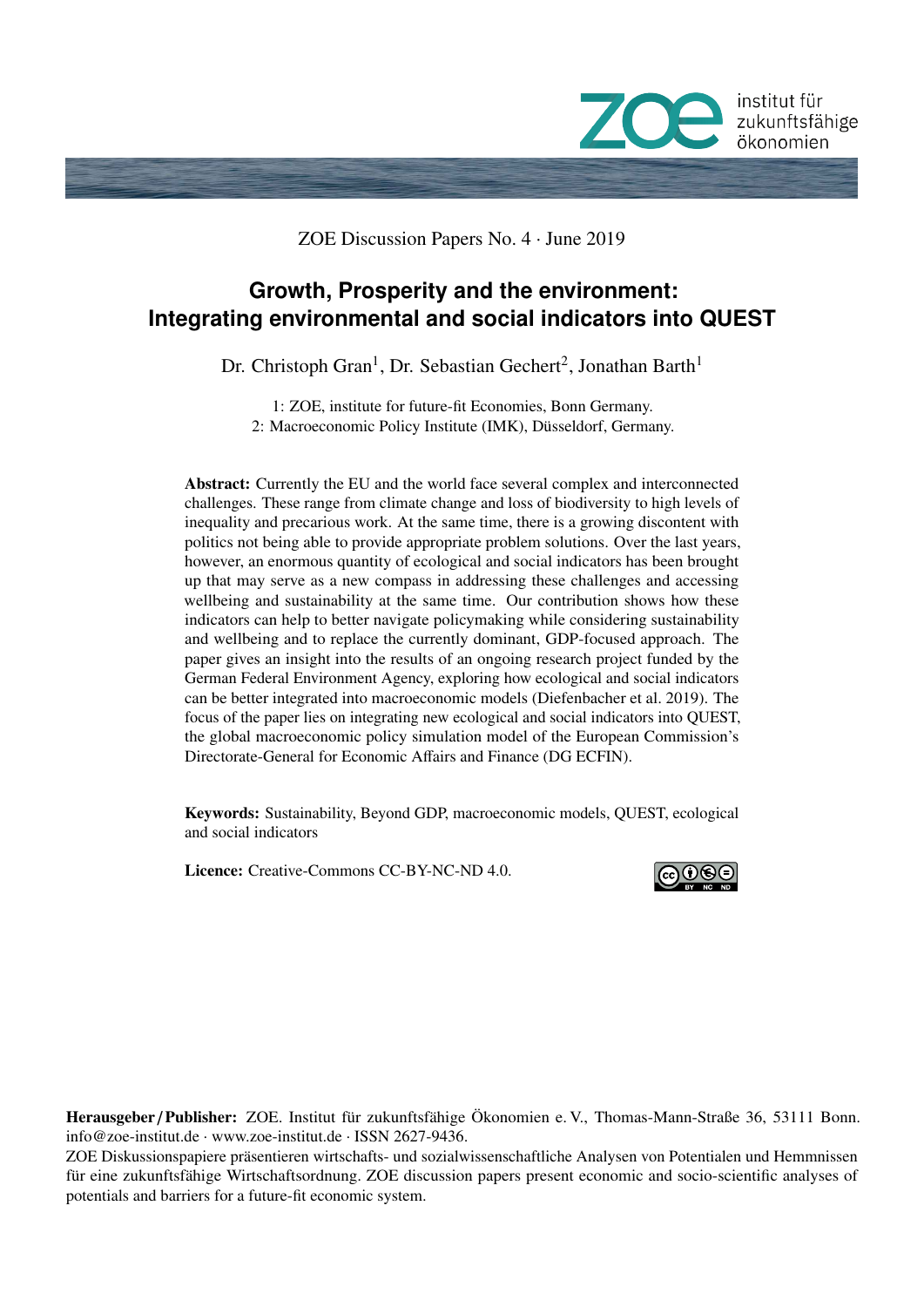ZOE Discussion Papers No. 4 · June 2019

# Growth, Prosperity and the environment: Integrating environmental and social indicators into QUEST

Dr. Christoph Gran[1], Dr. Sebastian Gechert[2], Jonathan Barth[1]

1: ZOE, institute for future-fit Economies, Bonn Germany.
2: Macroeconomic Policy Institute (IMK), Düsseldorf, Germany.

**Abstract:** Currently the EU and the world face several complex and interconnected challenges. These range from climate change and loss of biodiversity to high levels of inequality and precarious work. At the same time, there is a growing discontent with politics not being able to provide appropriate problem solutions. Over the last years, however, an enormous quantity of ecological and social indicators has been brought up that may serve as a new compass in addressing these challenges and accessing wellbeing and sustainability at the same time. Our contribution shows how these indicators can help to better navigate policymaking while considering sustainability and wellbeing and to replace the currently dominant, GDP-focused approach. The paper gives an insight into the results of an ongoing research project funded by the German Federal Environment Agency, exploring how ecological and social indicators can be better integrated into macroeconomic models (Diefenbacher et al. 2019). The focus of the paper lies on integrating new ecological and social indicators into QUEST, the global macroeconomic policy simulation model of the European Commission's Directorate-General for Economic Affairs and Finance (DG ECFIN).

**Keywords:** Sustainability, Beyond GDP, macroeconomic models, QUEST, ecological and social indicators

**Licence:** Creative-Commons CC-BY-NC-ND 4.0.

**Herausgeber / Publisher:** ZOE. Institut für zukunftsfähige Ökonomien e. V., Thomas-Mann-Straße 36, 53111 Bonn. info@zoe-institut.de · www.zoe-institut.de · ISSN 2627-9436.

ZOE Diskussionspapiere präsentieren wirtschafts- und sozialwissenschaftliche Analysen von Potentialen und Hemmnissen für eine zukunftsfähige Wirtschaftsordnung. ZOE discussion papers present economic and socio-scientific analyses of potentials and barriers for a future-fit economic system.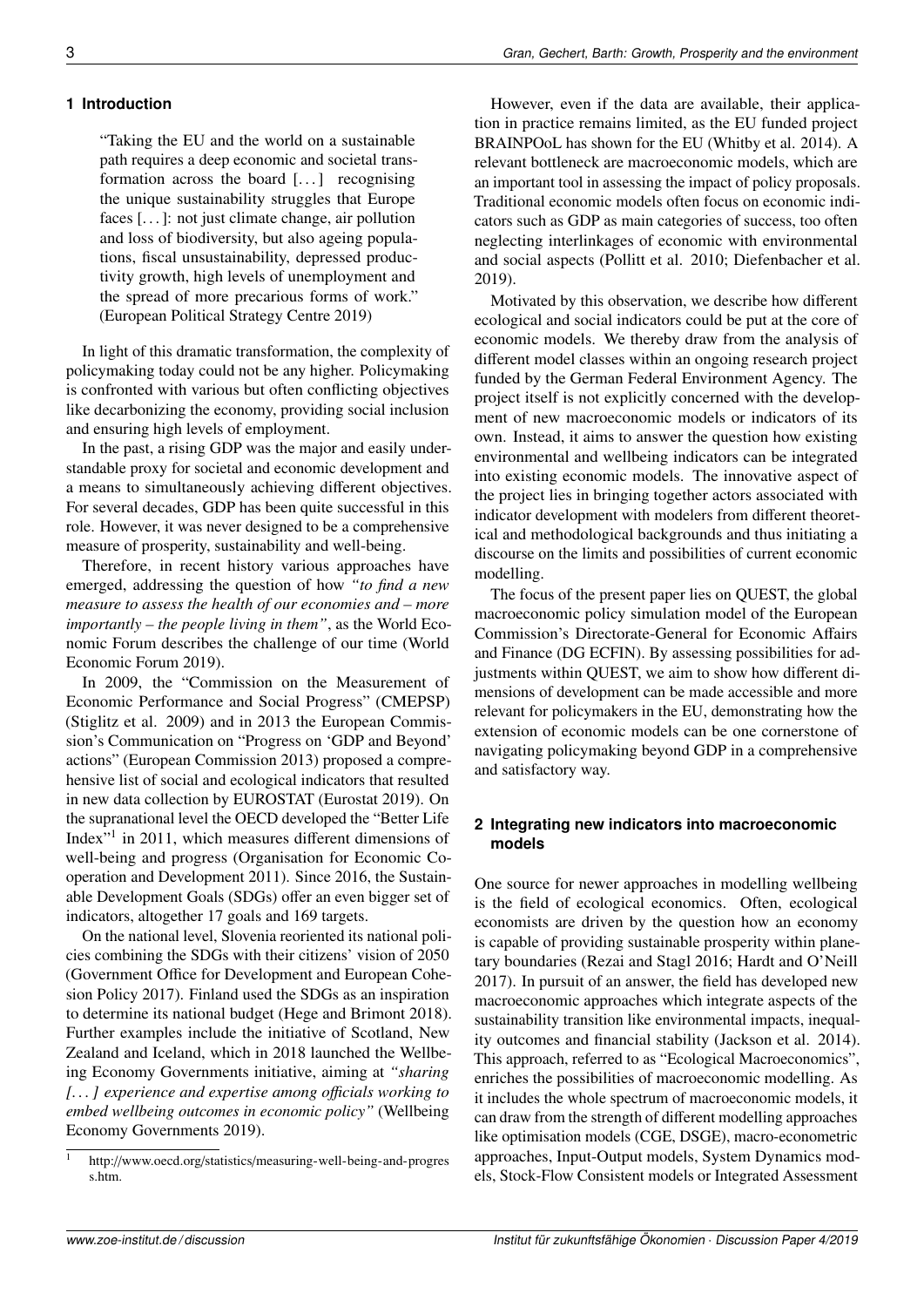## 1 Introduction

> "Taking the EU and the world on a sustainable path requires a deep economic and societal transformation across the board [. . . ] recognising the unique sustainability struggles that Europe faces [. . . ]: not just climate change, air pollution and loss of biodiversity, but also ageing populations, fiscal unsustainability, depressed productivity growth, high levels of unemployment and the spread of more precarious forms of work." (European Political Strategy Centre 2019)

In light of this dramatic transformation, the complexity of policymaking today could not be any higher. Policymaking is confronted with various but often conflicting objectives like decarbonizing the economy, providing social inclusion and ensuring high levels of employment.

In the past, a rising GDP was the major and easily understandable proxy for societal and economic development and a means to simultaneously achieving different objectives. For several decades, GDP has been quite successful in this role. However, it was never designed to be a comprehensive measure of prosperity, sustainability and well-being.

Therefore, in recent history various approaches have emerged, addressing the question of how *"to find a new measure to assess the health of our economies and – more importantly – the people living in them"*, as the World Economic Forum describes the challenge of our time (World Economic Forum 2019).

In 2009, the "Commission on the Measurement of Economic Performance and Social Progress" (CMEPSP) (Stiglitz et al. 2009) and in 2013 the European Commission's Communication on "Progress on 'GDP and Beyond' actions" (European Commission 2013) proposed a comprehensive list of social and ecological indicators that resulted in new data collection by EUROSTAT (Eurostat 2019). On the supranational level the OECD developed the "Better Life Index"[1] in 2011, which measures different dimensions of well-being and progress (Organisation for Economic Cooperation and Development 2011). Since 2016, the Sustainable Development Goals (SDGs) offer an even bigger set of indicators, altogether 17 goals and 169 targets.

On the national level, Slovenia reoriented its national policies combining the SDGs with their citizens' vision of 2050 (Government Office for Development and European Cohesion Policy 2017). Finland used the SDGs as an inspiration to determine its national budget (Hege and Brimont 2018). Further examples include the initiative of Scotland, New Zealand and Iceland, which in 2018 launched the Wellbeing Economy Governments initiative, aiming at *"sharing [. . . ] experience and expertise among officials working to embed wellbeing outcomes in economic policy"* (Wellbeing Economy Governments 2019).

[1] http://www.oecd.org/statistics/measuring-well-being-and-progress.htm.

However, even if the data are available, their application in practice remains limited, as the EU funded project BRAINPOoL has shown for the EU (Whitby et al. 2014). A relevant bottleneck are macroeconomic models, which are an important tool in assessing the impact of policy proposals. Traditional economic models often focus on economic indicators such as GDP as main categories of success, too often neglecting interlinkages of economic with environmental and social aspects (Pollitt et al. 2010; Diefenbacher et al. 2019).

Motivated by this observation, we describe how different ecological and social indicators could be put at the core of economic models. We thereby draw from the analysis of different model classes within an ongoing research project funded by the German Federal Environment Agency. The project itself is not explicitly concerned with the development of new macroeconomic models or indicators of its own. Instead, it aims to answer the question how existing environmental and wellbeing indicators can be integrated into existing economic models. The innovative aspect of the project lies in bringing together actors associated with indicator development with modelers from different theoretical and methodological backgrounds and thus initiating a discourse on the limits and possibilities of current economic modelling.

The focus of the present paper lies on QUEST, the global macroeconomic policy simulation model of the European Commission's Directorate-General for Economic Affairs and Finance (DG ECFIN). By assessing possibilities for adjustments within QUEST, we aim to show how different dimensions of development can be made accessible and more relevant for policymakers in the EU, demonstrating how the extension of economic models can be one cornerstone of navigating policymaking beyond GDP in a comprehensive and satisfactory way.

## 2 Integrating new indicators into macroeconomic models

One source for newer approaches in modelling wellbeing is the field of ecological economics. Often, ecological economists are driven by the question how an economy is capable of providing sustainable prosperity within planetary boundaries (Rezai and Stagl 2016; Hardt and O'Neill 2017). In pursuit of an answer, the field has developed new macroeconomic approaches which integrate aspects of the sustainability transition like environmental impacts, inequality outcomes and financial stability (Jackson et al. 2014). This approach, referred to as "Ecological Macroeconomics", enriches the possibilities of macroeconomic modelling. As it includes the whole spectrum of macroeconomic models, it can draw from the strength of different modelling approaches like optimisation models (CGE, DSGE), macro-econometric approaches, Input-Output models, System Dynamics models, Stock-Flow Consistent models or Integrated Assessment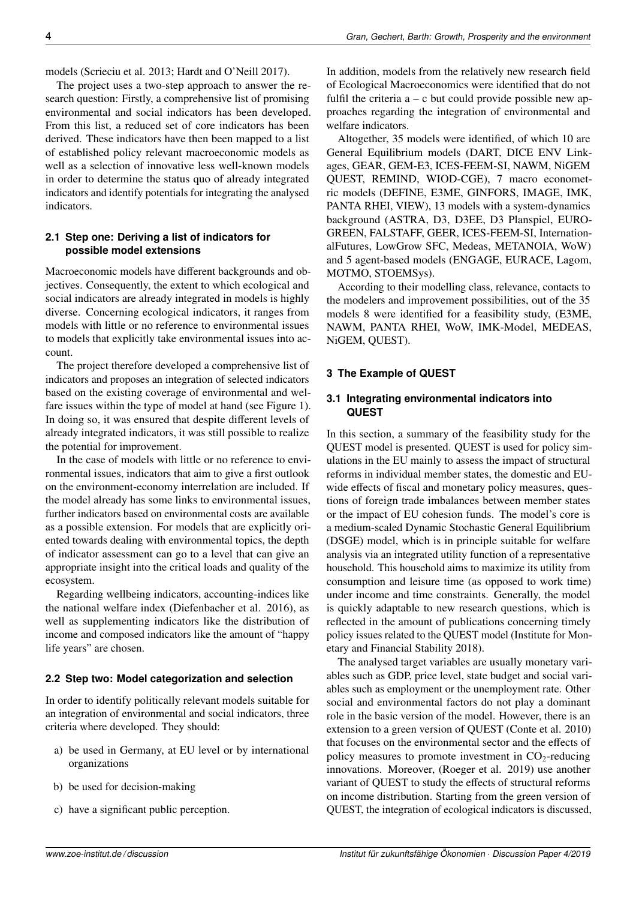models (Scrieciu et al. 2013; Hardt and O'Neill 2017).

The project uses a two-step approach to answer the research question: Firstly, a comprehensive list of promising environmental and social indicators has been developed. From this list, a reduced set of core indicators has been derived. These indicators have then been mapped to a list of established policy relevant macroeconomic models as well as a selection of innovative less well-known models in order to determine the status quo of already integrated indicators and identify potentials for integrating the analysed indicators.

### 2.1 Step one: Deriving a list of indicators for possible model extensions

Macroeconomic models have different backgrounds and objectives. Consequently, the extent to which ecological and social indicators are already integrated in models is highly diverse. Concerning ecological indicators, it ranges from models with little or no reference to environmental issues to models that explicitly take environmental issues into account.

The project therefore developed a comprehensive list of indicators and proposes an integration of selected indicators based on the existing coverage of environmental and welfare issues within the type of model at hand (see Figure 1). In doing so, it was ensured that despite different levels of already integrated indicators, it was still possible to realize the potential for improvement.

In the case of models with little or no reference to environmental issues, indicators that aim to give a first outlook on the environment-economy interrelation are included. If the model already has some links to environmental issues, further indicators based on environmental costs are available as a possible extension. For models that are explicitly oriented towards dealing with environmental topics, the depth of indicator assessment can go to a level that can give an appropriate insight into the critical loads and quality of the ecosystem.

Regarding wellbeing indicators, accounting-indices like the national welfare index (Diefenbacher et al. 2016), as well as supplementing indicators like the distribution of income and composed indicators like the amount of "happy life years" are chosen.

### 2.2 Step two: Model categorization and selection

In order to identify politically relevant models suitable for an integration of environmental and social indicators, three criteria where developed. They should:

a) be used in Germany, at EU level or by international organizations

b) be used for decision-making

c) have a significant public perception.

In addition, models from the relatively new research field of Ecological Macroeconomics were identified that do not fulfil the criteria a – c but could provide possible new approaches regarding the integration of environmental and welfare indicators.

Altogether, 35 models were identified, of which 10 are General Equilibrium models (DART, DICE ENV Linkages, GEAR, GEM-E3, ICES-FEEM-SI, NAWM, NiGEM QUEST, REMIND, WIOD-CGE), 7 macro econometric models (DEFINE, E3ME, GINFORS, IMAGE, IMK, PANTA RHEI, VIEW), 13 models with a system-dynamics background (ASTRA, D3, D3EE, D3 Planspiel, EURO-GREEN, FALSTAFF, GEER, ICES-FEEM-SI, InternationalFutures, LowGrow SFC, Medeas, METANOIA, WoW) and 5 agent-based models (ENGAGE, EURACE, Lagom, MOTMO, STOEMSys).

According to their modelling class, relevance, contacts to the modelers and improvement possibilities, out of the 35 models 8 were identified for a feasibility study, (E3ME, NAWM, PANTA RHEI, WoW, IMK-Model, MEDEAS, NiGEM, QUEST).

## 3 The Example of QUEST

### 3.1 Integrating environmental indicators into QUEST

In this section, a summary of the feasibility study for the QUEST model is presented. QUEST is used for policy simulations in the EU mainly to assess the impact of structural reforms in individual member states, the domestic and EU-wide effects of fiscal and monetary policy measures, questions of foreign trade imbalances between member states or the impact of EU cohesion funds. The model's core is a medium-scaled Dynamic Stochastic General Equilibrium (DSGE) model, which is in principle suitable for welfare analysis via an integrated utility function of a representative household. This household aims to maximize its utility from consumption and leisure time (as opposed to work time) under income and time constraints. Generally, the model is quickly adaptable to new research questions, which is reflected in the amount of publications concerning timely policy issues related to the QUEST model (Institute for Monetary and Financial Stability 2018).

The analysed target variables are usually monetary variables such as GDP, price level, state budget and social variables such as employment or the unemployment rate. Other social and environmental factors do not play a dominant role in the basic version of the model. However, there is an extension to a green version of QUEST (Conte et al. 2010) that focuses on the environmental sector and the effects of policy measures to promote investment in $CO_2$-reducing innovations. Moreover, (Roeger et al. 2019) use another variant of QUEST to study the effects of structural reforms on income distribution. Starting from the green version of QUEST, the integration of ecological indicators is discussed,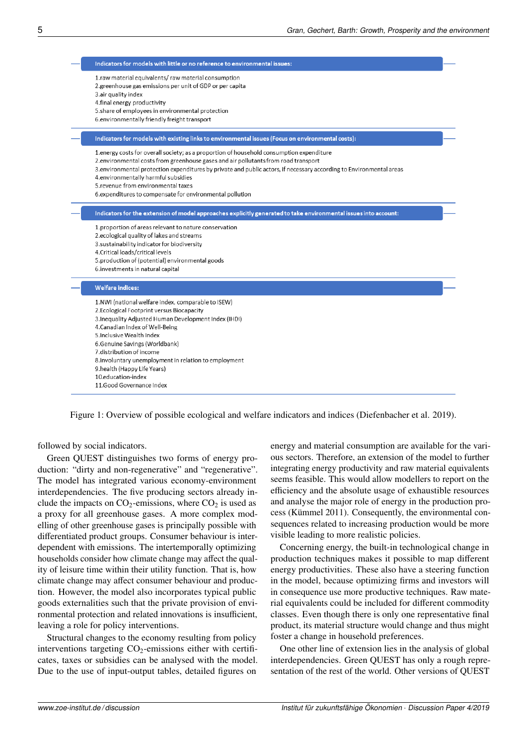**Indicators for models with little or no reference to environmental issues:**

1. raw material equivalents/ raw material consumption
2. greenhouse gas emissions per unit of GDP or per capita
3. air quality index
4. final energy productivity
5. share of employees in environmental protection
6. environmentally friendly freight transport

**Indicators for models with existing links to environmental issues (Focus on environmental costs):**

1. energy costs for overall society; as a proportion of household consumption expenditure
2. environmental costs from greenhouse gases and air pollutants from road transport
3. environmental protection expenditures by private and public actors, if necessary according to Environmental areas
4. environmentally harmful subsidies
5. revenue from environmental taxes
6. expenditures to compensate for environmental pollution

**Indicators for the extension of model approaches explicitly generated to take environmental issues into account:**

1. proportion of areas relevant to nature conservation
2. ecological quality of lakes and streams
3. sustainability indicator for biodiversity
4. Critical loads/critical levels
5. production of (potential) environmental goods
6. investments in natural capital

**Welfare indices:**

1. NWI (national welfare index, comparable to ISEW)
2. Ecological Footprint versus Biocapacity
3. Inequality Adjusted Human Development Index (IHDI)
4. Canadian Index of Well-Being
5. Inclusive Wealth Index
6. Genuine Savings (Worldbank)
7. distribution of income
8. involuntary unemployment in relation to employment
9. health (Happy Life Years)
10. education-index
11. Good Governance Index

Figure 1: Overview of possible ecological and welfare indicators and indices (Diefenbacher et al. 2019).

followed by social indicators.

Green QUEST distinguishes two forms of energy production: "dirty and non-regenerative" and "regenerative". The model has integrated various economy-environment interdependencies. The five producing sectors already include the impacts on $CO_2$-emissions, where $CO_2$ is used as a proxy for all greenhouse gases. A more complex modelling of other greenhouse gases is principally possible with differentiated product groups. Consumer behaviour is interdependent with emissions. The intertemporally optimizing households consider how climate change may affect the quality of leisure time within their utility function. That is, how climate change may affect consumer behaviour and production. However, the model also incorporates typical public goods externalities such that the private provision of environmental protection and related innovations is insufficient, leaving a role for policy interventions.

Structural changes to the economy resulting from policy interventions targeting $CO_2$-emissions either with certificates, taxes or subsidies can be analysed with the model. Due to the use of input-output tables, detailed figures on energy and material consumption are available for the various sectors. Therefore, an extension of the model to further integrating energy productivity and raw material equivalents seems feasible. This would allow modellers to report on the efficiency and the absolute usage of exhaustible resources and analyse the major role of energy in the production process (Kümmel 2011). Consequently, the environmental consequences related to increasing production would be more visible leading to more realistic policies.

Concerning energy, the built-in technological change in production techniques makes it possible to map different energy productivities. These also have a steering function in the model, because optimizing firms and investors will in consequence use more productive techniques. Raw material equivalents could be included for different commodity classes. Even though there is only one representative final product, its material structure would change and thus might foster a change in household preferences.

One other line of extension lies in the analysis of global interdependencies. Green QUEST has only a rough representation of the rest of the world. Other versions of QUEST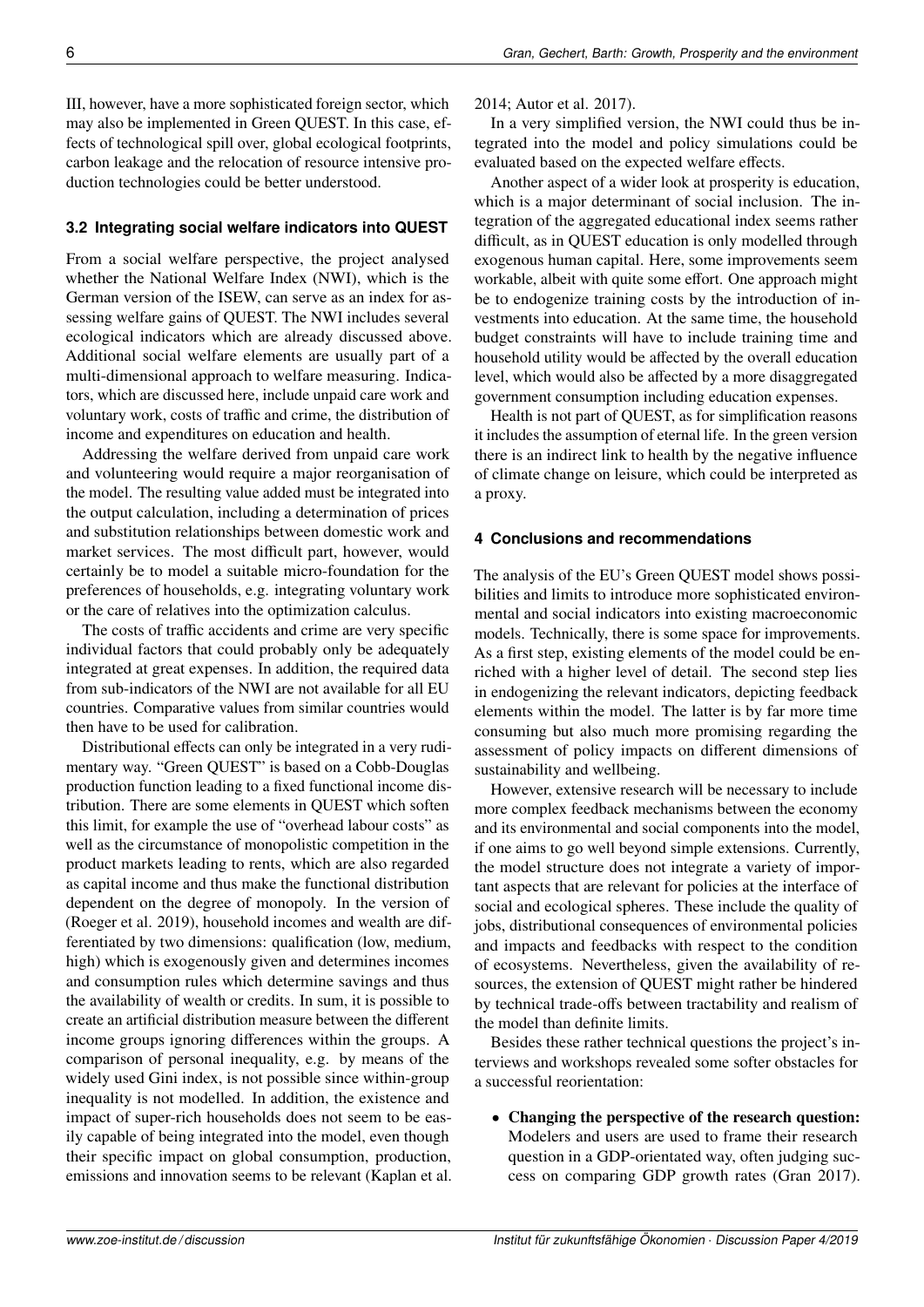III, however, have a more sophisticated foreign sector, which may also be implemented in Green QUEST. In this case, effects of technological spill over, global ecological footprints, carbon leakage and the relocation of resource intensive production technologies could be better understood.

### 3.2 Integrating social welfare indicators into QUEST

From a social welfare perspective, the project analysed whether the National Welfare Index (NWI), which is the German version of the ISEW, can serve as an index for assessing welfare gains of QUEST. The NWI includes several ecological indicators which are already discussed above. Additional social welfare elements are usually part of a multi-dimensional approach to welfare measuring. Indicators, which are discussed here, include unpaid care work and voluntary work, costs of traffic and crime, the distribution of income and expenditures on education and health.

Addressing the welfare derived from unpaid care work and volunteering would require a major reorganisation of the model. The resulting value added must be integrated into the output calculation, including a determination of prices and substitution relationships between domestic work and market services. The most difficult part, however, would certainly be to model a suitable micro-foundation for the preferences of households, e.g. integrating voluntary work or the care of relatives into the optimization calculus.

The costs of traffic accidents and crime are very specific individual factors that could probably only be adequately integrated at great expenses. In addition, the required data from sub-indicators of the NWI are not available for all EU countries. Comparative values from similar countries would then have to be used for calibration.

Distributional effects can only be integrated in a very rudimentary way. "Green QUEST" is based on a Cobb-Douglas production function leading to a fixed functional income distribution. There are some elements in QUEST which soften this limit, for example the use of "overhead labour costs" as well as the circumstance of monopolistic competition in the product markets leading to rents, which are also regarded as capital income and thus make the functional distribution dependent on the degree of monopoly. In the version of (Roeger et al. 2019), household incomes and wealth are differentiated by two dimensions: qualification (low, medium, high) which is exogenously given and determines incomes and consumption rules which determine savings and thus the availability of wealth or credits. In sum, it is possible to create an artificial distribution measure between the different income groups ignoring differences within the groups. A comparison of personal inequality, e.g. by means of the widely used Gini index, is not possible since within-group inequality is not modelled. In addition, the existence and impact of super-rich households does not seem to be easily capable of being integrated into the model, even though their specific impact on global consumption, production, emissions and innovation seems to be relevant (Kaplan et al. 2014; Autor et al. 2017).

In a very simplified version, the NWI could thus be integrated into the model and policy simulations could be evaluated based on the expected welfare effects.

Another aspect of a wider look at prosperity is education, which is a major determinant of social inclusion. The integration of the aggregated educational index seems rather difficult, as in QUEST education is only modelled through exogenous human capital. Here, some improvements seem workable, albeit with quite some effort. One approach might be to endogenize training costs by the introduction of investments into education. At the same time, the household budget constraints will have to include training time and household utility would be affected by the overall education level, which would also be affected by a more disaggregated government consumption including education expenses.

Health is not part of QUEST, as for simplification reasons it includes the assumption of eternal life. In the green version there is an indirect link to health by the negative influence of climate change on leisure, which could be interpreted as a proxy.

## 4 Conclusions and recommendations

The analysis of the EU's Green QUEST model shows possibilities and limits to introduce more sophisticated environmental and social indicators into existing macroeconomic models. Technically, there is some space for improvements. As a first step, existing elements of the model could be enriched with a higher level of detail. The second step lies in endogenizing the relevant indicators, depicting feedback elements within the model. The latter is by far more time consuming but also much more promising regarding the assessment of policy impacts on different dimensions of sustainability and wellbeing.

However, extensive research will be necessary to include more complex feedback mechanisms between the economy and its environmental and social components into the model, if one aims to go well beyond simple extensions. Currently, the model structure does not integrate a variety of important aspects that are relevant for policies at the interface of social and ecological spheres. These include the quality of jobs, distributional consequences of environmental policies and impacts and feedbacks with respect to the condition of ecosystems. Nevertheless, given the availability of resources, the extension of QUEST might rather be hindered by technical trade-offs between tractability and realism of the model than definite limits.

Besides these rather technical questions the project's interviews and workshops revealed some softer obstacles for a successful reorientation:

- **Changing the perspective of the research question:** Modelers and users are used to frame their research question in a GDP-orientated way, often judging success on comparing GDP growth rates (Gran 2017).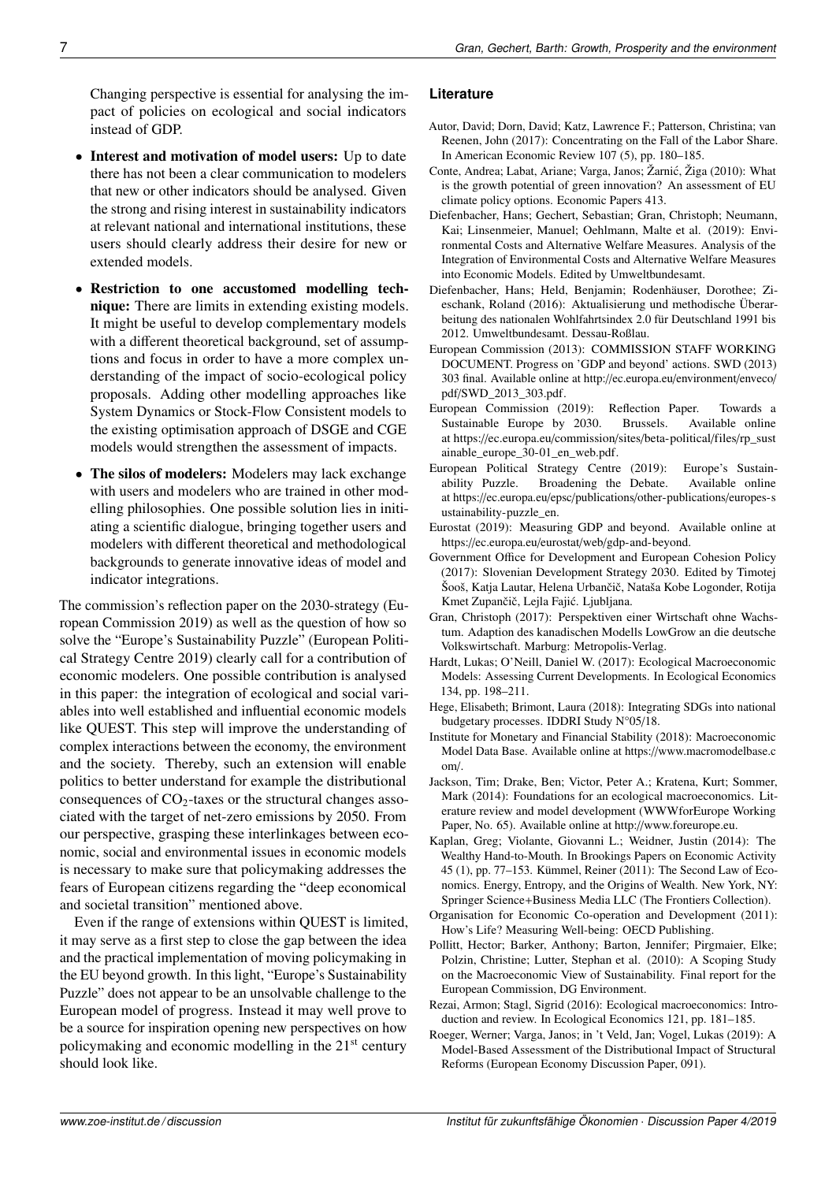Changing perspective is essential for analysing the impact of policies on ecological and social indicators instead of GDP.

- **Interest and motivation of model users:** Up to date there has not been a clear communication to modelers that new or other indicators should be analysed. Given the strong and rising interest in sustainability indicators at relevant national and international institutions, these users should clearly address their desire for new or extended models.
- **Restriction to one accustomed modelling technique:** There are limits in extending existing models. It might be useful to develop complementary models with a different theoretical background, set of assumptions and focus in order to have a more complex understanding of the impact of socio-ecological policy proposals. Adding other modelling approaches like System Dynamics or Stock-Flow Consistent models to the existing optimisation approach of DSGE and CGE models would strengthen the assessment of impacts.
- **The silos of modelers:** Modelers may lack exchange with users and modelers who are trained in other modelling philosophies. One possible solution lies in initiating a scientific dialogue, bringing together users and modelers with different theoretical and methodological backgrounds to generate innovative ideas of model and indicator integrations.

The commission's reflection paper on the 2030-strategy (European Commission 2019) as well as the question of how so solve the "Europe's Sustainability Puzzle" (European Political Strategy Centre 2019) clearly call for a contribution of economic modelers. One possible contribution is analysed in this paper: the integration of ecological and social variables into well established and influential economic models like QUEST. This step will improve the understanding of complex interactions between the economy, the environment and the society. Thereby, such an extension will enable politics to better understand for example the distributional consequences of $CO_2$-taxes or the structural changes associated with the target of net-zero emissions by 2050. From our perspective, grasping these interlinkages between economic, social and environmental issues in economic models is necessary to make sure that policymaking addresses the fears of European citizens regarding the "deep economical and societal transition" mentioned above.

Even if the range of extensions within QUEST is limited, it may serve as a first step to close the gap between the idea and the practical implementation of moving policymaking in the EU beyond growth. In this light, "Europe's Sustainability Puzzle" does not appear to be an unsolvable challenge to the European model of progress. Instead it may well prove to be a source for inspiration opening new perspectives on how policymaking and economic modelling in the 21st century should look like.

## Literature

Autor, David; Dorn, David; Katz, Lawrence F.; Patterson, Christina; van Reenen, John (2017): Concentrating on the Fall of the Labor Share. In American Economic Review 107 (5), pp. 180–185.

Conte, Andrea; Labat, Ariane; Varga, Janos; Žarnić, Žiga (2010): What is the growth potential of green innovation? An assessment of EU climate policy options. Economic Papers 413.

Diefenbacher, Hans; Gechert, Sebastian; Gran, Christoph; Neumann, Kai; Linsenmeier, Manuel; Oehlmann, Malte et al. (2019): Environmental Costs and Alternative Welfare Measures. Analysis of the Integration of Environmental Costs and Alternative Welfare Measures into Economic Models. Edited by Umweltbundesamt.

Diefenbacher, Hans; Held, Benjamin; Rodenhäuser, Dorothee; Zieschank, Roland (2016): Aktualisierung und methodische Überarbeitung des nationalen Wohlfahrtsindex 2.0 für Deutschland 1991 bis 2012. Umweltbundesamt. Dessau-Roßlau.

European Commission (2013): COMMISSION STAFF WORKING DOCUMENT. Progress on 'GDP and beyond' actions. SWD (2013) 303 final. Available online at http://ec.europa.eu/environment/enveco/pdf/SWD_2013_303.pdf.

European Commission (2019): Reflection Paper. Towards a Sustainable Europe by 2030. Brussels. Available online at https://ec.europa.eu/commission/sites/beta-political/files/rp_sustainable_europe_30-01_en_web.pdf.

European Political Strategy Centre (2019): Europe's Sustainability Puzzle. Broadening the Debate. Available online at https://ec.europa.eu/epsc/publications/other-publications/europes-sustainability-puzzle_en.

Eurostat (2019): Measuring GDP and beyond. Available online at https://ec.europa.eu/eurostat/web/gdp-and-beyond.

Government Office for Development and European Cohesion Policy (2017): Slovenian Development Strategy 2030. Edited by Timotej Šooš, Katja Lautar, Helena Urbančič, Nataša Kobe Logonder, Rotija Kmet Zupančič, Lejla Fajić. Ljubljana.

Gran, Christoph (2017): Perspektiven einer Wirtschaft ohne Wachstum. Adaption des kanadischen Modells LowGrow an die deutsche Volkswirtschaft. Marburg: Metropolis-Verlag.

Hardt, Lukas; O'Neill, Daniel W. (2017): Ecological Macroeconomic Models: Assessing Current Developments. In Ecological Economics 134, pp. 198–211.

Hege, Elisabeth; Brimont, Laura (2018): Integrating SDGs into national budgetary processes. IDDRI Study N°05/18.

Institute for Monetary and Financial Stability (2018): Macroeconomic Model Data Base. Available online at https://www.macromodelbase.com/.

Jackson, Tim; Drake, Ben; Victor, Peter A.; Kratena, Kurt; Sommer, Mark (2014): Foundations for an ecological macroeconomics. Literature review and model development (WWWforEurope Working Paper, No. 65). Available online at http://www.foreurope.eu.

Kaplan, Greg; Violante, Giovanni L.; Weidner, Justin (2014): The Wealthy Hand-to-Mouth. In Brookings Papers on Economic Activity 45 (1), pp. 77–153. Kümmel, Reiner (2011): The Second Law of Economics. Energy, Entropy, and the Origins of Wealth. New York, NY: Springer Science+Business Media LLC (The Frontiers Collection).

Organisation for Economic Co-operation and Development (2011): How's Life? Measuring Well-being: OECD Publishing.

Pollitt, Hector; Barker, Anthony; Barton, Jennifer; Pirgmaier, Elke; Polzin, Christine; Lutter, Stephan et al. (2010): A Scoping Study on the Macroeconomic View of Sustainability. Final report for the European Commission, DG Environment.

Rezai, Armon; Stagl, Sigrid (2016): Ecological macroeconomics: Introduction and review. In Ecological Economics 121, pp. 181–185.

Roeger, Werner; Varga, Janos; in 't Veld, Jan; Vogel, Lukas (2019): A Model-Based Assessment of the Distributional Impact of Structural Reforms (European Economy Discussion Paper, 091).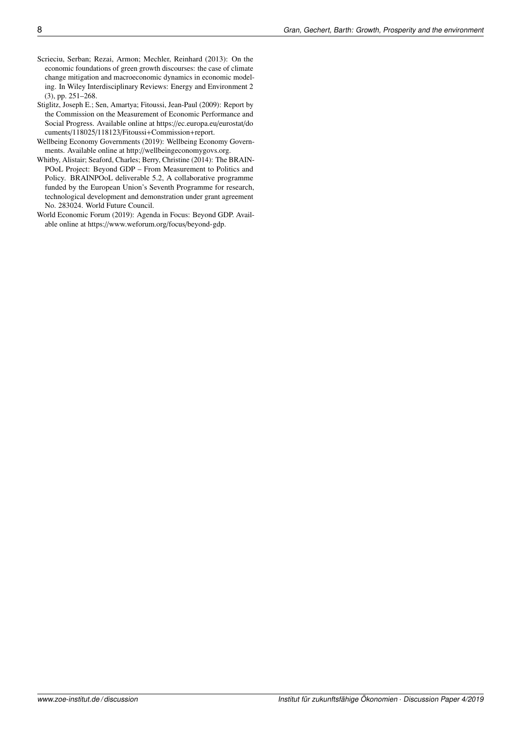Scrieciu, Serban; Rezai, Armon; Mechler, Reinhard (2013): On the economic foundations of green growth discourses: the case of climate change mitigation and macroeconomic dynamics in economic modeling. In Wiley Interdisciplinary Reviews: Energy and Environment 2 (3), pp. 251–268.

Stiglitz, Joseph E.; Sen, Amartya; Fitoussi, Jean-Paul (2009): Report by the Commission on the Measurement of Economic Performance and Social Progress. Available online at https://ec.europa.eu/eurostat/documents/118025/118123/Fitoussi+Commission+report.

Wellbeing Economy Governments (2019): Wellbeing Economy Governments. Available online at http://wellbeingeconomygovs.org.

Whitby, Alistair; Seaford, Charles; Berry, Christine (2014): The BRAINPOoL Project: Beyond GDP – From Measurement to Politics and Policy. BRAINPOoL deliverable 5.2, A collaborative programme funded by the European Union's Seventh Programme for research, technological development and demonstration under grant agreement No. 283024. World Future Council.

World Economic Forum (2019): Agenda in Focus: Beyond GDP. Available online at https://www.weforum.org/focus/beyond-gdp.